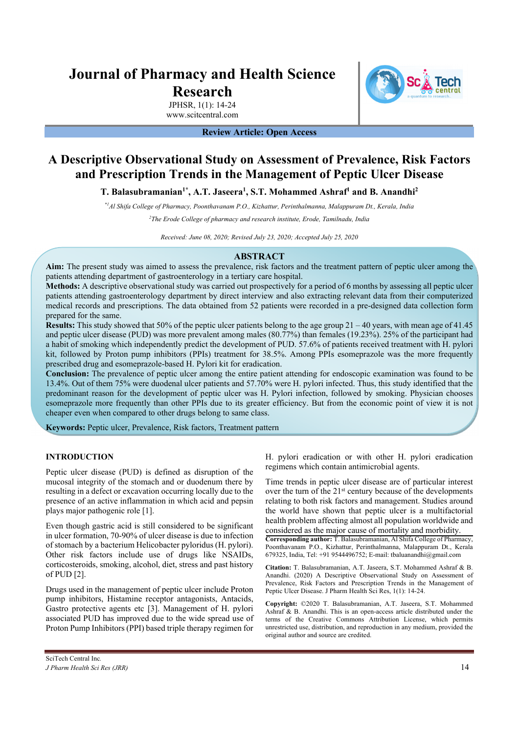Review Article: Open Access

# A Descriptive Observational Study on Assessment of Prevalence, Risk Factors and Prescription Trends in the Management of Peptic Ulcer Disease

**T. Balasubramanian[1*], A.T. Jaseera[1], S.T. Mohammed Ashraf[1] and B. Anandhi[2]**

*[*1]Al Shifa College of Pharmacy, Poonthavanam P.O., Kizhattur, Perinthalmanna, Malappuram Dt., Kerala, India*

*[2]The Erode College of pharmacy and research institute, Erode, Tamilnadu, India*

*Received: June 08, 2020; Revised July 23, 2020; Accepted July 25, 2020*

## ABSTRACT

**Aim:** The present study was aimed to assess the prevalence, risk factors and the treatment pattern of peptic ulcer among the patients attending department of gastroenterology in a tertiary care hospital.

**Methods:** A descriptive observational study was carried out prospectively for a period of 6 months by assessing all peptic ulcer patients attending gastroenterology department by direct interview and also extracting relevant data from their computerized medical records and prescriptions. The data obtained from 52 patients were recorded in a pre-designed data collection form prepared for the same.

**Results:** This study showed that 50% of the peptic ulcer patients belong to the age group 21 – 40 years, with mean age of 41.45 and peptic ulcer disease (PUD) was more prevalent among males (80.77%) than females (19.23%). 25% of the participant had a habit of smoking which independently predict the development of PUD. 57.6% of patients received treatment with H. pylori kit, followed by Proton pump inhibitors (PPIs) treatment for 38.5%. Among PPIs esomeprazole was the more frequently prescribed drug and esomeprazole-based H. Pylori kit for eradication.

**Conclusion:** The prevalence of peptic ulcer among the entire patient attending for endoscopic examination was found to be 13.4%. Out of them 75% were duodenal ulcer patients and 57.70% were H. pylori infected. Thus, this study identified that the predominant reason for the development of peptic ulcer was H. Pylori infection, followed by smoking. Physician chooses esomeprazole more frequently than other PPIs due to its greater efficiency. But from the economic point of view it is not cheaper even when compared to other drugs belong to same class.

**Keywords:** Peptic ulcer, Prevalence, Risk factors, Treatment pattern

## INTRODUCTION

Peptic ulcer disease (PUD) is defined as disruption of the mucosal integrity of the stomach and or duodenum there by resulting in a defect or excavation occurring locally due to the presence of an active inflammation in which acid and pepsin plays major pathogenic role [1].

Even though gastric acid is still considered to be significant in ulcer formation, 70-90% of ulcer disease is due to infection of stomach by a bacterium Helicobacter pyloridus (H. pylori). Other risk factors include use of drugs like NSAIDs, corticosteroids, smoking, alcohol, diet, stress and past history of PUD [2].

Drugs used in the management of peptic ulcer include Proton pump inhibitors, Histamine receptor antagonists, Antacids, Gastro protective agents etc [3]. Management of H. pylori associated PUD has improved due to the wide spread use of Proton Pump Inhibitors (PPI) based triple therapy regimen for H. pylori eradication or with other H. pylori eradication regimens which contain antimicrobial agents.

Time trends in peptic ulcer disease are of particular interest over the turn of the 21st century because of the developments relating to both risk factors and management. Studies around the world have shown that peptic ulcer is a multifactorial health problem affecting almost all population worldwide and considered as the major cause of mortality and morbidity.

**Corresponding author:** T. Balasubramanian, Al Shifa College of Pharmacy, Poonthavanam P.O., Kizhattur, Perinthalmanna, Malappuram Dt., Kerala 679325, India, Tel: +91 9544496752; E-mail: tbaluanandhi@gmail.com

**Citation:** T. Balasubramanian, A.T. Jaseera, S.T. Mohammed Ashraf & B. Anandhi. (2020) A Descriptive Observational Study on Assessment of Prevalence, Risk Factors and Prescription Trends in the Management of Peptic Ulcer Disease. J Pharm Health Sci Res, 1(1): 14-24.

**Copyright:** ©2020 T. Balasubramanian, A.T. Jaseera, S.T. Mohammed Ashraf & B. Anandhi. This is an open-access article distributed under the terms of the Creative Commons Attribution License, which permits unrestricted use, distribution, and reproduction in any medium, provided the original author and source are credited.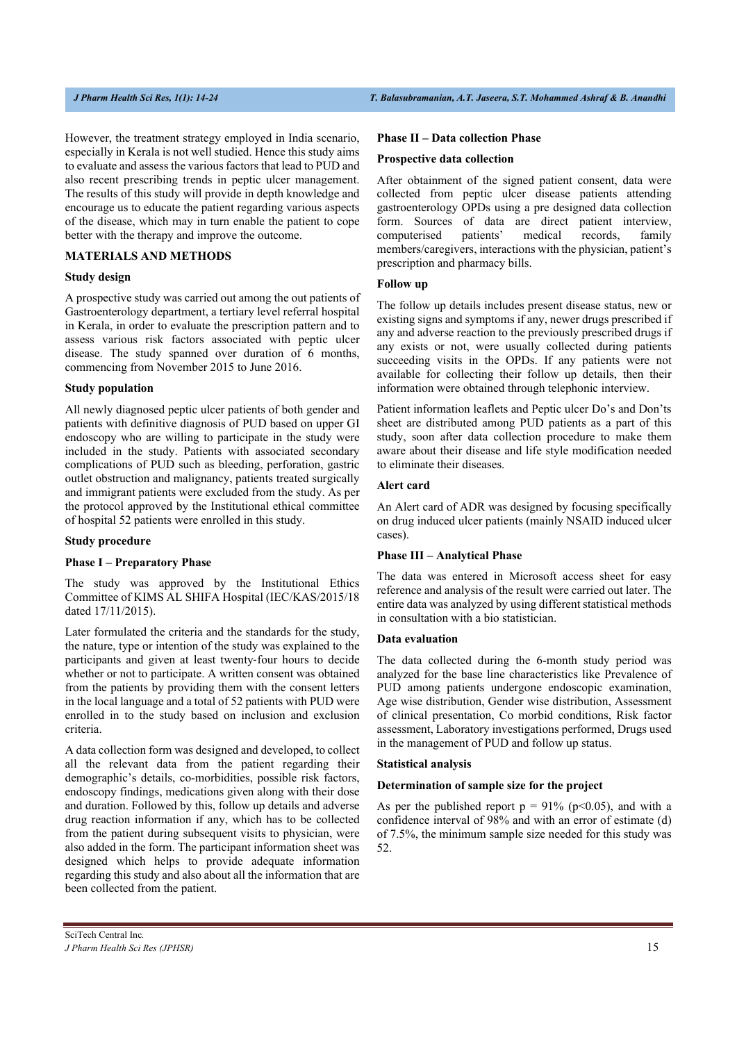However, the treatment strategy employed in India scenario, especially in Kerala is not well studied. Hence this study aims to evaluate and assess the various factors that lead to PUD and also recent prescribing trends in peptic ulcer management. The results of this study will provide in depth knowledge and encourage us to educate the patient regarding various aspects of the disease, which may in turn enable the patient to cope better with the therapy and improve the outcome.

## MATERIALS AND METHODS

### Study design

A prospective study was carried out among the out patients of Gastroenterology department, a tertiary level referral hospital in Kerala, in order to evaluate the prescription pattern and to assess various risk factors associated with peptic ulcer disease. The study spanned over duration of 6 months, commencing from November 2015 to June 2016.

### Study population

All newly diagnosed peptic ulcer patients of both gender and patients with definitive diagnosis of PUD based on upper GI endoscopy who are willing to participate in the study were included in the study. Patients with associated secondary complications of PUD such as bleeding, perforation, gastric outlet obstruction and malignancy, patients treated surgically and immigrant patients were excluded from the study. As per the protocol approved by the Institutional ethical committee of hospital 52 patients were enrolled in this study.

### Study procedure

#### Phase I – Preparatory Phase

The study was approved by the Institutional Ethics Committee of KIMS AL SHIFA Hospital (IEC/KAS/2015/18 dated 17/11/2015).

Later formulated the criteria and the standards for the study, the nature, type or intention of the study was explained to the participants and given at least twenty-four hours to decide whether or not to participate. A written consent was obtained from the patients by providing them with the consent letters in the local language and a total of 52 patients with PUD were enrolled in to the study based on inclusion and exclusion criteria.

A data collection form was designed and developed, to collect all the relevant data from the patient regarding their demographic's details, co-morbidities, possible risk factors, endoscopy findings, medications given along with their dose and duration. Followed by this, follow up details and adverse drug reaction information if any, which has to be collected from the patient during subsequent visits to physician, were also added in the form. The participant information sheet was designed which helps to provide adequate information regarding this study and also about all the information that are been collected from the patient.

#### Phase II – Data collection Phase

#### Prospective data collection

After obtainment of the signed patient consent, data were collected from peptic ulcer disease patients attending gastroenterology OPDs using a pre designed data collection form. Sources of data are direct patient interview, computerised patients' medical records, family members/caregivers, interactions with the physician, patient's prescription and pharmacy bills.

#### Follow up

The follow up details includes present disease status, new or existing signs and symptoms if any, newer drugs prescribed if any and adverse reaction to the previously prescribed drugs if any exists or not, were usually collected during patients succeeding visits in the OPDs. If any patients were not available for collecting their follow up details, then their information were obtained through telephonic interview.

Patient information leaflets and Peptic ulcer Do's and Don'ts sheet are distributed among PUD patients as a part of this study, soon after data collection procedure to make them aware about their disease and life style modification needed to eliminate their diseases.

#### Alert card

An Alert card of ADR was designed by focusing specifically on drug induced ulcer patients (mainly NSAID induced ulcer cases).

#### Phase III – Analytical Phase

The data was entered in Microsoft access sheet for easy reference and analysis of the result were carried out later. The entire data was analyzed by using different statistical methods in consultation with a bio statistician.

#### Data evaluation

The data collected during the 6-month study period was analyzed for the base line characteristics like Prevalence of PUD among patients undergone endoscopic examination, Age wise distribution, Gender wise distribution, Assessment of clinical presentation, Co morbid conditions, Risk factor assessment, Laboratory investigations performed, Drugs used in the management of PUD and follow up status.

### Statistical analysis

#### Determination of sample size for the project

As per the published report $p = 91\%$ ($p<0.05$), and with a confidence interval of 98% and with an error of estimate (d) of 7.5%, the minimum sample size needed for this study was 52.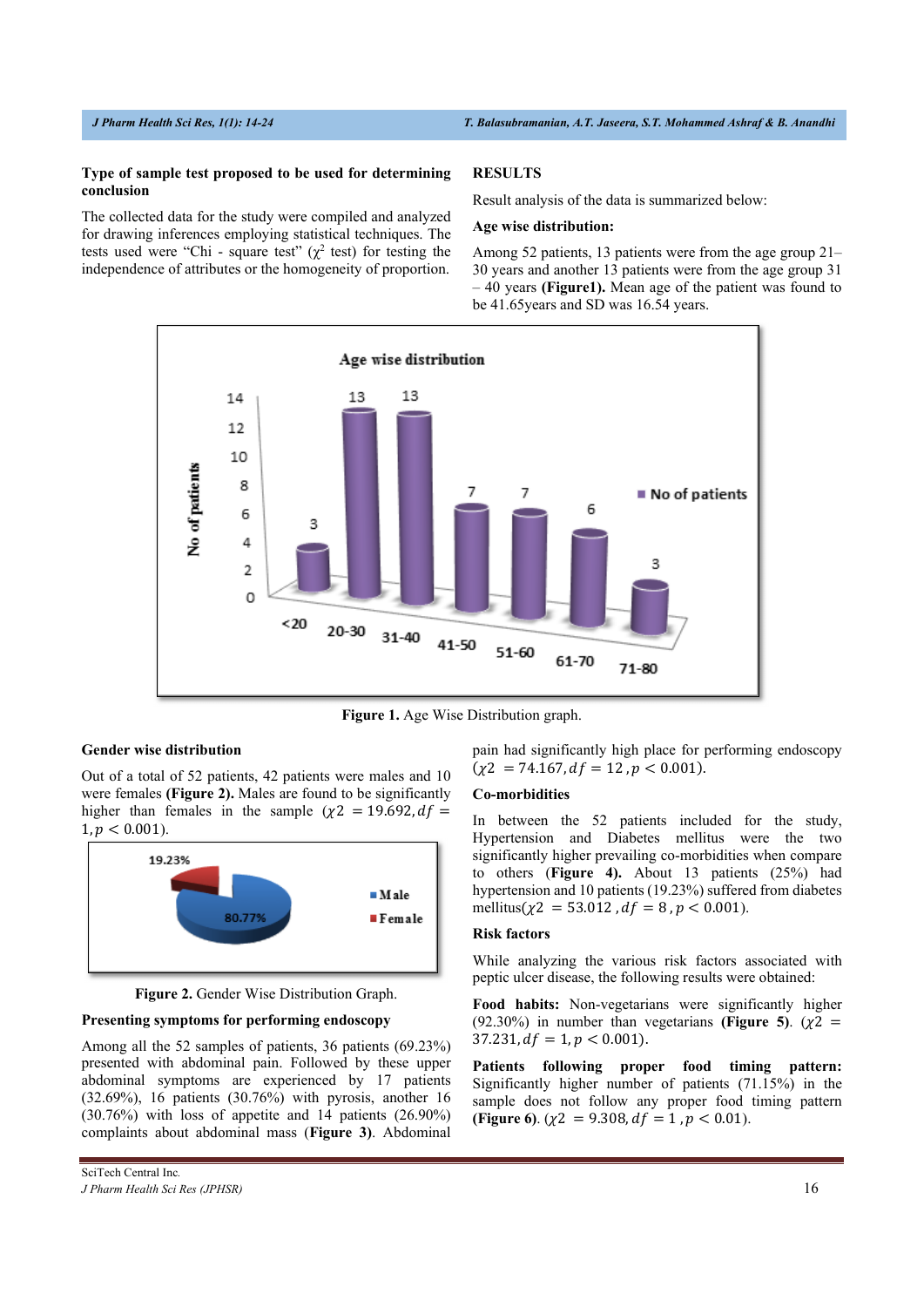### Type of sample test proposed to be used for determining conclusion

The collected data for the study were compiled and analyzed for drawing inferences employing statistical techniques. The tests used were "Chi - square test" ($\chi^2$ test) for testing the independence of attributes or the homogeneity of proportion.

## RESULTS

Result analysis of the data is summarized below:

### Age wise distribution:

Among 52 patients, 13 patients were from the age group 21–30 years and another 13 patients were from the age group 31 – 40 years **(Figure1).** Mean age of the patient was found to be 41.65years and SD was 16.54 years.

**Figure 1.** Age Wise Distribution graph.

### Gender wise distribution

Out of a total of 52 patients, 42 patients were males and 10 were females **(Figure 2).** Males are found to be significantly higher than females in the sample ($\chi2 = 19.692, df = 1, p < 0.001$).

**Figure 2.** Gender Wise Distribution Graph.

### Presenting symptoms for performing endoscopy

Among all the 52 samples of patients, 36 patients (69.23%) presented with abdominal pain. Followed by these upper abdominal symptoms are experienced by 17 patients (32.69%), 16 patients (30.76%) with pyrosis, another 16 (30.76%) with loss of appetite and 14 patients (26.90%) complaints about abdominal mass (**Figure 3**). Abdominal pain had significantly high place for performing endoscopy ($\chi2 = 74.167, df = 12, p < 0.001$).

### Co-morbidities

In between the 52 patients included for the study, Hypertension and Diabetes mellitus were the two significantly higher prevailing co-morbidities when compare to others (**Figure 4).** About 13 patients (25%) had hypertension and 10 patients (19.23%) suffered from diabetes mellitus($\chi2 = 53.012, df = 8, p < 0.001$).

### Risk factors

While analyzing the various risk factors associated with peptic ulcer disease, the following results were obtained:

**Food habits:** Non-vegetarians were significantly higher (92.30%) in number than vegetarians **(Figure 5)**. ($\chi2 = 37.231, df = 1, p < 0.001$).

**Patients following proper food timing pattern:** Significantly higher number of patients (71.15%) in the sample does not follow any proper food timing pattern **(Figure 6)**. ($\chi2 = 9.308, df = 1, p < 0.01$).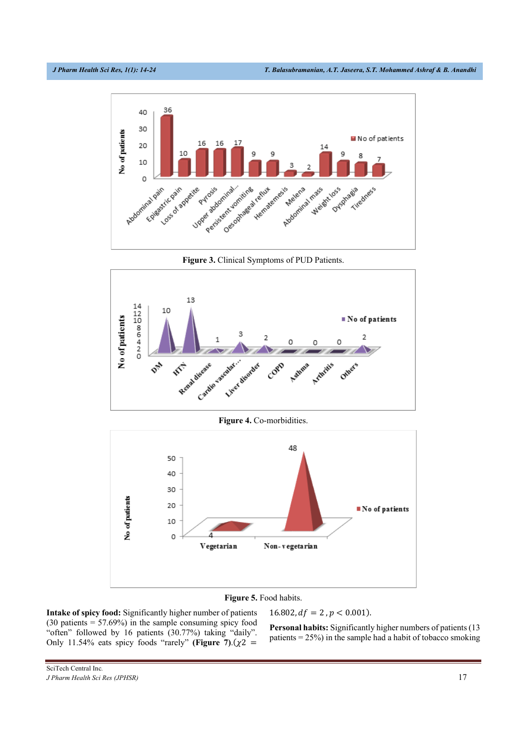**Figure 3.** Clinical Symptoms of PUD Patients.

**Figure 4.** Co-morbidities.

**Figure 5.** Food habits.

**Intake of spicy food:** Significantly higher number of patients (30 patients = 57.69%) in the sample consuming spicy food “often” followed by 16 patients (30.77%) taking “daily”. Only 11.54% eats spicy foods “rarely” **(Figure 7)**.($\chi 2 = 16.802, df = 2, p < 0.001$).

**Personal habits:** Significantly higher numbers of patients (13 patients = 25%) in the sample had a habit of tobacco smoking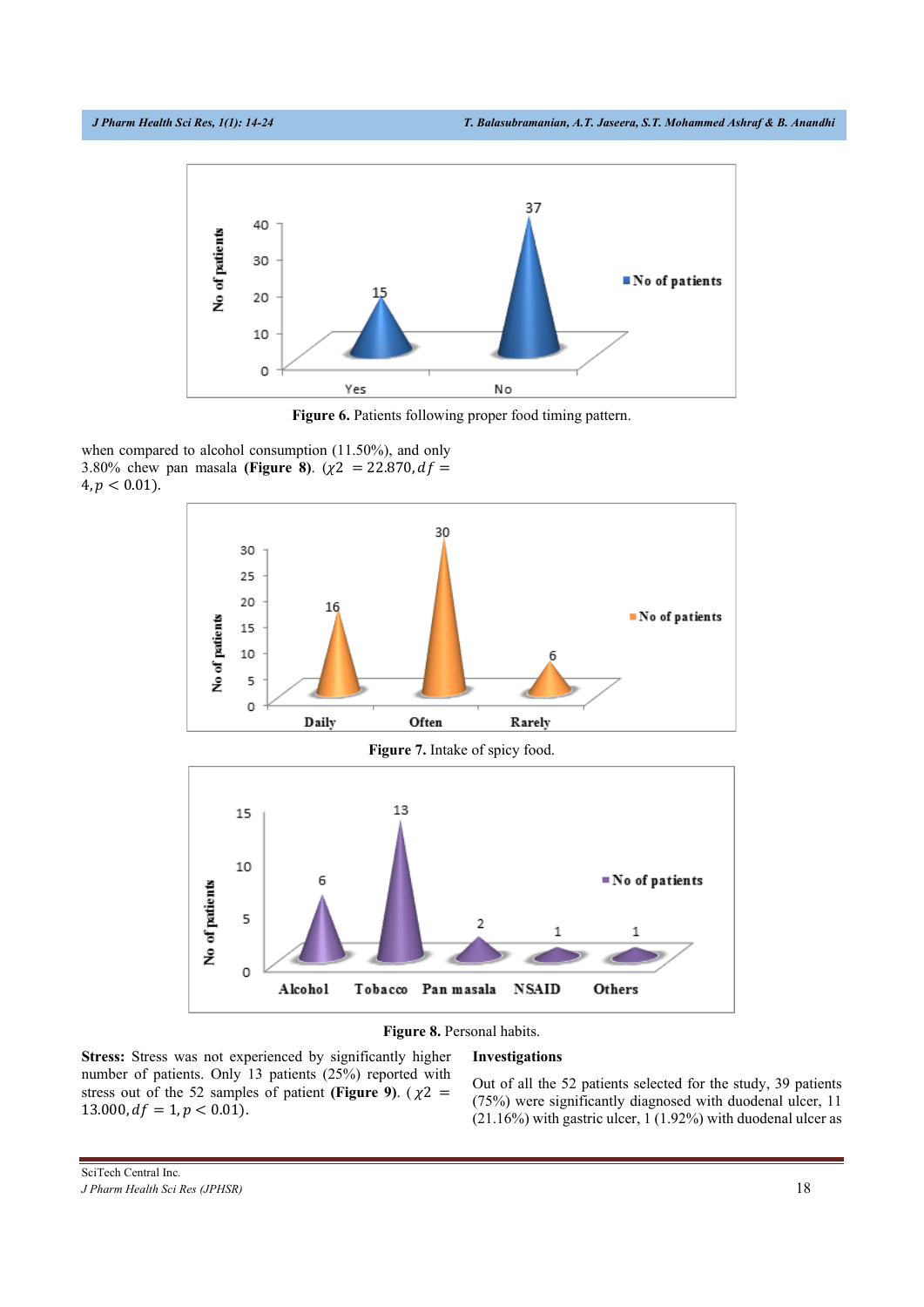Figure 6. Patients following proper food timing pattern.

when compared to alcohol consumption (11.50%), and only 3.80% chew pan masala **(Figure 8)**. ($\chi 2 = 22.870, df = 4, p < 0.01$).

Figure 7. Intake of spicy food.

Figure 8. Personal habits.

**Stress:** Stress was not experienced by significantly higher number of patients. Only 13 patients (25%) reported with stress out of the 52 samples of patient **(Figure 9)**. ($\chi 2 = 13.000, df = 1, p < 0.01$).

**Investigations**

Out of all the 52 patients selected for the study, 39 patients (75%) were significantly diagnosed with duodenal ulcer, 11 (21.16%) with gastric ulcer, 1 (1.92%) with duodenal ulcer as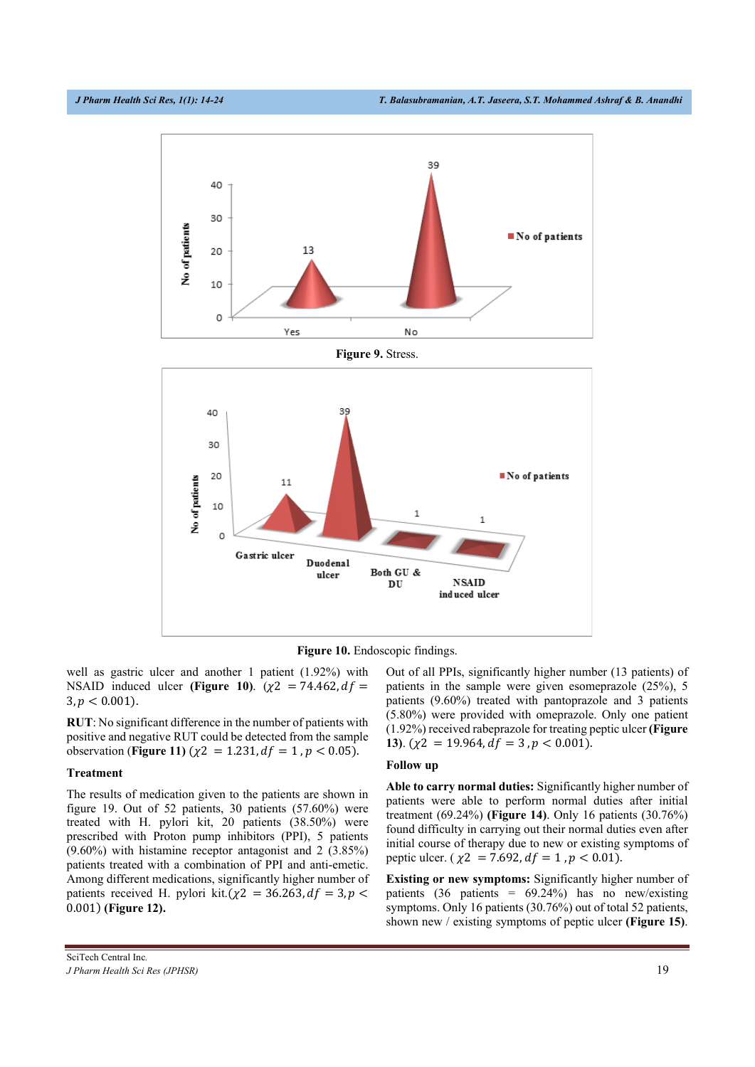Figure 9. Stress.

Figure 10. Endoscopic findings.

well as gastric ulcer and another 1 patient (1.92%) with NSAID induced ulcer **(Figure 10)**. ($\chi 2 = 74.462, df = 3, p < 0.001$).

**RUT**: No significant difference in the number of patients with positive and negative RUT could be detected from the sample observation (**Figure 11**) ($\chi 2 = 1.231, df = 1, p < 0.05$).

### Treatment

The results of medication given to the patients are shown in figure 19. Out of 52 patients, 30 patients (57.60%) were treated with H. pylori kit, 20 patients (38.50%) were prescribed with Proton pump inhibitors (PPI), 5 patients (9.60%) with histamine receptor antagonist and 2 (3.85%) patients treated with a combination of PPI and anti-emetic. Among different medications, significantly higher number of patients received H. pylori kit.($\chi 2 = 36.263, df = 3, p < 0.001$) **(Figure 12).**

Out of all PPIs, significantly higher number (13 patients) of patients in the sample were given esomeprazole (25%), 5 patients (9.60%) treated with pantoprazole and 3 patients (5.80%) were provided with omeprazole. Only one patient (1.92%) received rabeprazole for treating peptic ulcer **(Figure 13)**. ($\chi 2 = 19.964, df = 3, p < 0.001$).

### Follow up

**Able to carry normal duties:** Significantly higher number of patients were able to perform normal duties after initial treatment (69.24%) **(Figure 14)**. Only 16 patients (30.76%) found difficulty in carrying out their normal duties even after initial course of therapy due to new or existing symptoms of peptic ulcer. ( $\chi 2 = 7.692, df = 1, p < 0.01$).

**Existing or new symptoms:** Significantly higher number of patients (36 patients = 69.24%) has no new/existing symptoms. Only 16 patients (30.76%) out of total 52 patients, shown new / existing symptoms of peptic ulcer **(Figure 15)**.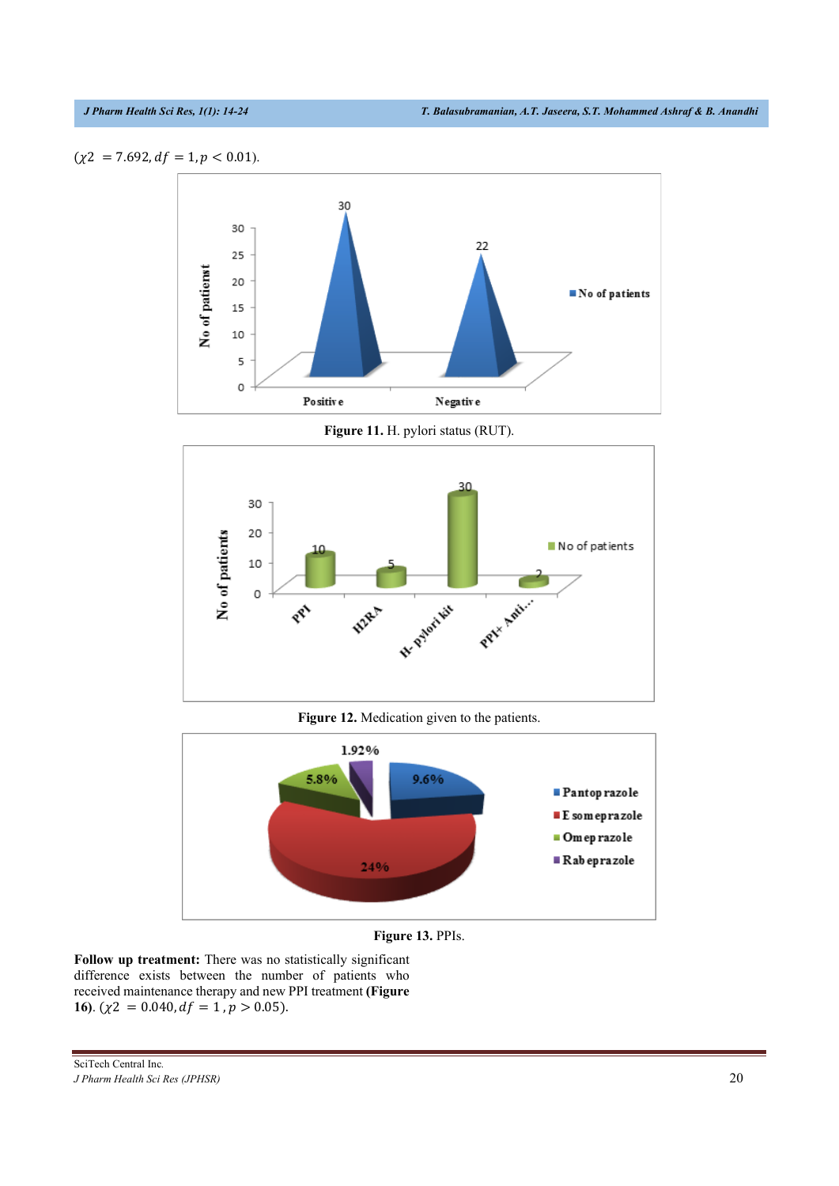($\chi2 = 7.692, df = 1, p < 0.01$).

**Figure 11.** H. pylori status (RUT).

**Figure 12.** Medication given to the patients.

**Figure 13.** PPIs.

**Follow up treatment:** There was no statistically significant difference exists between the number of patients who received maintenance therapy and new PPI treatment **(Figure 16)**. ($\chi2 = 0.040, df = 1, p > 0.05$).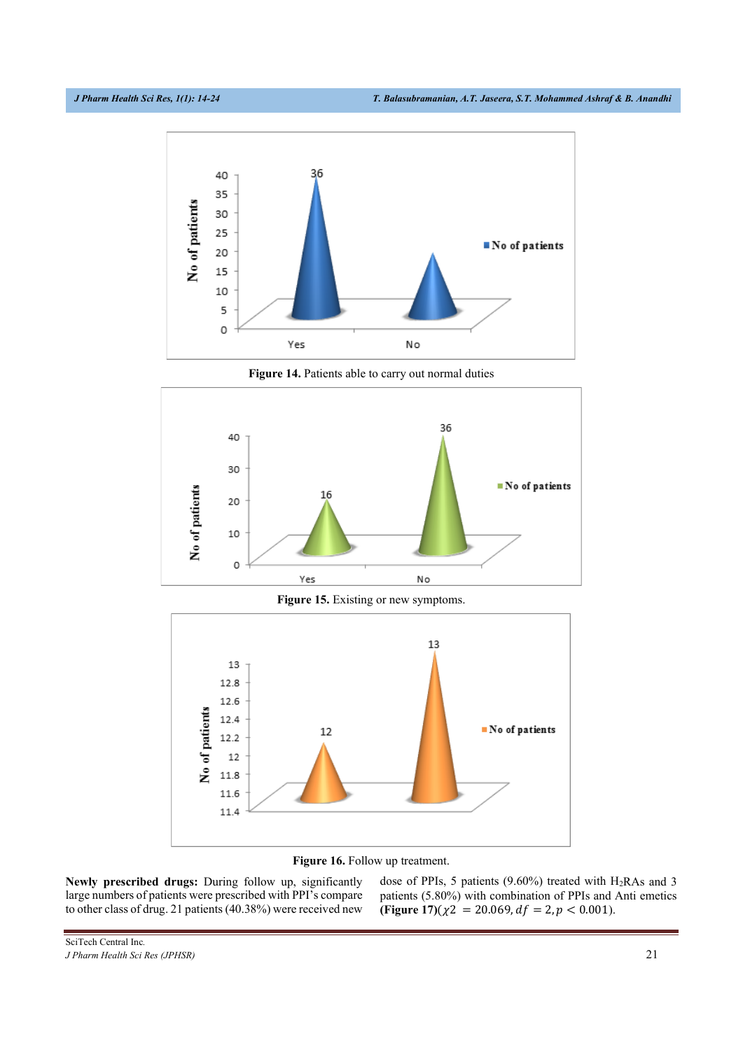Figure 14. Patients able to carry out normal duties

Figure 15. Existing or new symptoms.

Figure 16. Follow up treatment.

**Newly prescribed drugs:** During follow up, significantly large numbers of patients were prescribed with PPI's compare to other class of drug. 21 patients (40.38%) were received new dose of PPIs, 5 patients (9.60%) treated with $H_2$RAs and 3 patients (5.80%) with combination of PPIs and Anti emetics **(Figure 17)**($\chi 2 = 20.069, df = 2, p < 0.001$).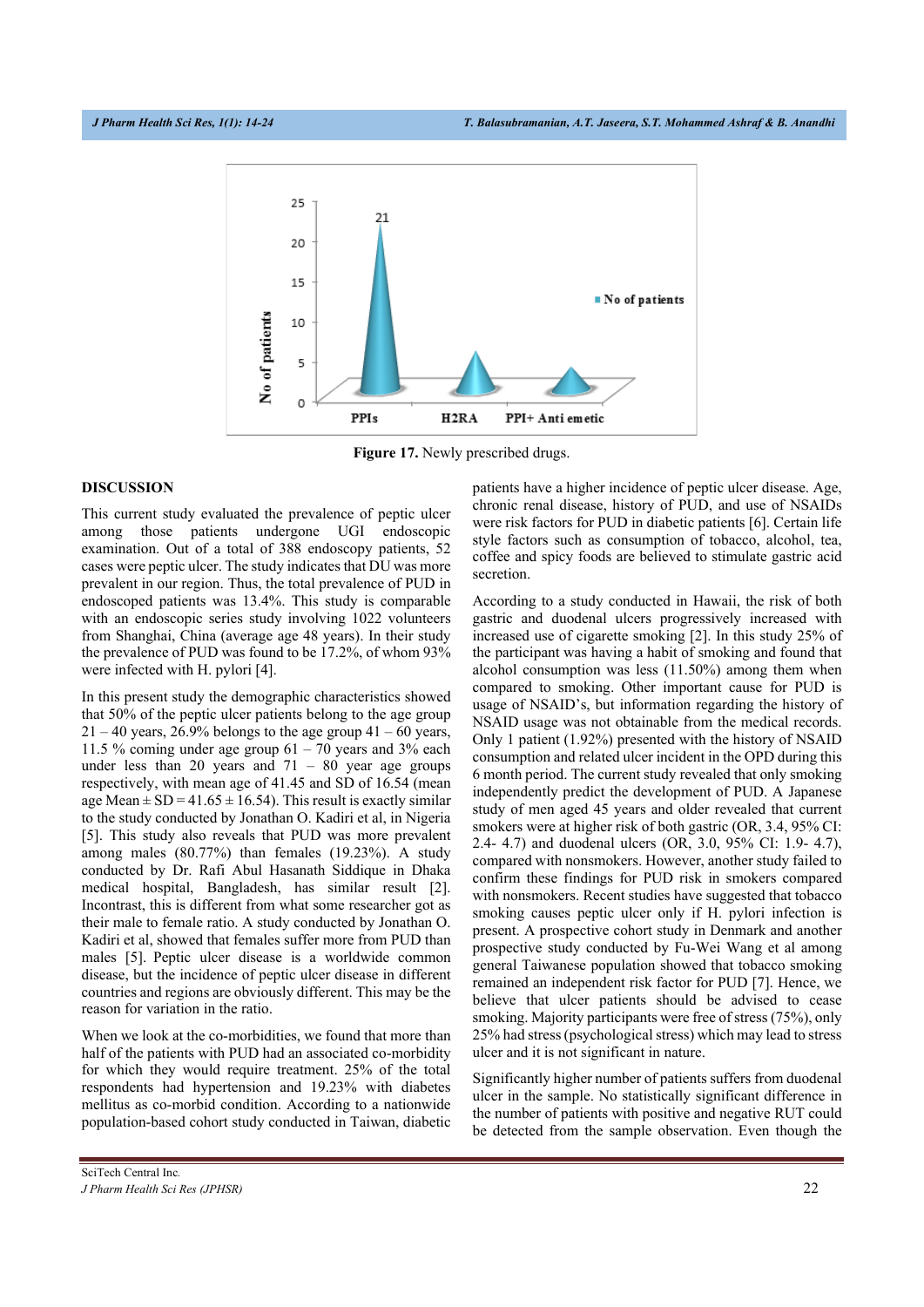**Figure 17.** Newly prescribed drugs.

## DISCUSSION

This current study evaluated the prevalence of peptic ulcer among those patients undergone UGI endoscopic examination. Out of a total of 388 endoscopy patients, 52 cases were peptic ulcer. The study indicates that DU was more prevalent in our region. Thus, the total prevalence of PUD in endoscoped patients was 13.4%. This study is comparable with an endoscopic series study involving 1022 volunteers from Shanghai, China (average age 48 years). In their study the prevalence of PUD was found to be 17.2%, of whom 93% were infected with H. pylori [4].

In this present study the demographic characteristics showed that 50% of the peptic ulcer patients belong to the age group 21 – 40 years, 26.9% belongs to the age group 41 – 60 years, 11.5 % coming under age group 61 – 70 years and 3% each under less than 20 years and 71 – 80 year age groups respectively, with mean age of 41.45 and SD of 16.54 (mean age Mean ± SD = 41.65 ± 16.54). This result is exactly similar to the study conducted by Jonathan O. Kadiri et al, in Nigeria [5]. This study also reveals that PUD was more prevalent among males (80.77%) than females (19.23%). A study conducted by Dr. Rafi Abul Hasanath Siddique in Dhaka medical hospital, Bangladesh, has similar result [2]. Incontrast, this is different from what some researcher got as their male to female ratio. A study conducted by Jonathan O. Kadiri et al, showed that females suffer more from PUD than males [5]. Peptic ulcer disease is a worldwide common disease, but the incidence of peptic ulcer disease in different countries and regions are obviously different. This may be the reason for variation in the ratio.

When we look at the co-morbidities, we found that more than half of the patients with PUD had an associated co-morbidity for which they would require treatment. 25% of the total respondents had hypertension and 19.23% with diabetes mellitus as co-morbid condition. According to a nationwide population-based cohort study conducted in Taiwan, diabetic patients have a higher incidence of peptic ulcer disease. Age, chronic renal disease, history of PUD, and use of NSAIDs were risk factors for PUD in diabetic patients [6]. Certain life style factors such as consumption of tobacco, alcohol, tea, coffee and spicy foods are believed to stimulate gastric acid secretion.

According to a study conducted in Hawaii, the risk of both gastric and duodenal ulcers progressively increased with increased use of cigarette smoking [2]. In this study 25% of the participant was having a habit of smoking and found that alcohol consumption was less (11.50%) among them when compared to smoking. Other important cause for PUD is usage of NSAID's, but information regarding the history of NSAID usage was not obtainable from the medical records. Only 1 patient (1.92%) presented with the history of NSAID consumption and related ulcer incident in the OPD during this 6 month period. The current study revealed that only smoking independently predict the development of PUD. A Japanese study of men aged 45 years and older revealed that current smokers were at higher risk of both gastric (OR, 3.4, 95% CI: 2.4- 4.7) and duodenal ulcers (OR, 3.0, 95% CI: 1.9- 4.7), compared with nonsmokers. However, another study failed to confirm these findings for PUD risk in smokers compared with nonsmokers. Recent studies have suggested that tobacco smoking causes peptic ulcer only if H. pylori infection is present. A prospective cohort study in Denmark and another prospective study conducted by Fu-Wei Wang et al among general Taiwanese population showed that tobacco smoking remained an independent risk factor for PUD [7]. Hence, we believe that ulcer patients should be advised to cease smoking. Majority participants were free of stress (75%), only 25% had stress (psychological stress) which may lead to stress ulcer and it is not significant in nature.

Significantly higher number of patients suffers from duodenal ulcer in the sample. No statistically significant difference in the number of patients with positive and negative RUT could be detected from the sample observation. Even though the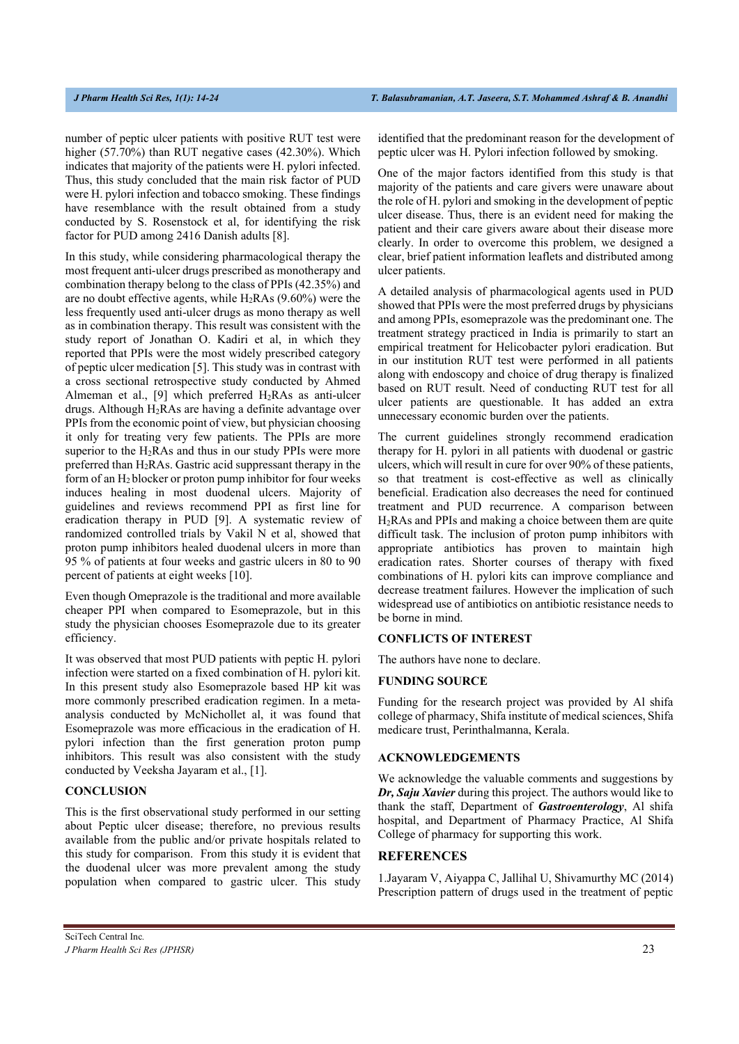number of peptic ulcer patients with positive RUT test were higher (57.70%) than RUT negative cases (42.30%). Which indicates that majority of the patients were H. pylori infected. Thus, this study concluded that the main risk factor of PUD were H. pylori infection and tobacco smoking. These findings have resemblance with the result obtained from a study conducted by S. Rosenstock et al, for identifying the risk factor for PUD among 2416 Danish adults [8].

In this study, while considering pharmacological therapy the most frequent anti-ulcer drugs prescribed as monotherapy and combination therapy belong to the class of PPIs (42.35%) and are no doubt effective agents, while $H_2$RAs (9.60%) were the less frequently used anti-ulcer drugs as mono therapy as well as in combination therapy. This result was consistent with the study report of Jonathan O. Kadiri et al, in which they reported that PPIs were the most widely prescribed category of peptic ulcer medication [5]. This study was in contrast with a cross sectional retrospective study conducted by Ahmed Almeman et al., [9] which preferred $H_2$RAs as anti-ulcer drugs. Although $H_2$RAs are having a definite advantage over PPIs from the economic point of view, but physician choosing it only for treating very few patients. The PPIs are more superior to the $H_2$RAs and thus in our study PPIs were more preferred than $H_2$RAs. Gastric acid suppressant therapy in the form of an $H_2$ blocker or proton pump inhibitor for four weeks induces healing in most duodenal ulcers. Majority of guidelines and reviews recommend PPI as first line for eradication therapy in PUD [9]. A systematic review of randomized controlled trials by Vakil N et al, showed that proton pump inhibitors healed duodenal ulcers in more than 95 % of patients at four weeks and gastric ulcers in 80 to 90 percent of patients at eight weeks [10].

Even though Omeprazole is the traditional and more available cheaper PPI when compared to Esomeprazole, but in this study the physician chooses Esomeprazole due to its greater efficiency.

It was observed that most PUD patients with peptic H. pylori infection were started on a fixed combination of H. pylori kit. In this present study also Esomeprazole based HP kit was more commonly prescribed eradication regimen. In a meta-analysis conducted by McNichollet al, it was found that Esomeprazole was more efficacious in the eradication of H. pylori infection than the first generation proton pump inhibitors. This result was also consistent with the study conducted by Veeksha Jayaram et al., [1].

## CONCLUSION

This is the first observational study performed in our setting about Peptic ulcer disease; therefore, no previous results available from the public and/or private hospitals related to this study for comparison. From this study it is evident that the duodenal ulcer was more prevalent among the study population when compared to gastric ulcer. This study identified that the predominant reason for the development of peptic ulcer was H. Pylori infection followed by smoking.

One of the major factors identified from this study is that majority of the patients and care givers were unaware about the role of H. pylori and smoking in the development of peptic ulcer disease. Thus, there is an evident need for making the patient and their care givers aware about their disease more clearly. In order to overcome this problem, we designed a clear, brief patient information leaflets and distributed among ulcer patients.

A detailed analysis of pharmacological agents used in PUD showed that PPIs were the most preferred drugs by physicians and among PPIs, esomeprazole was the predominant one. The treatment strategy practiced in India is primarily to start an empirical treatment for Helicobacter pylori eradication. But in our institution RUT test were performed in all patients along with endoscopy and choice of drug therapy is finalized based on RUT result. Need of conducting RUT test for all ulcer patients are questionable. It has added an extra unnecessary economic burden over the patients.

The current guidelines strongly recommend eradication therapy for H. pylori in all patients with duodenal or gastric ulcers, which will result in cure for over 90% of these patients, so that treatment is cost-effective as well as clinically beneficial. Eradication also decreases the need for continued treatment and PUD recurrence. A comparison between $H_2$RAs and PPIs and making a choice between them are quite difficult task. The inclusion of proton pump inhibitors with appropriate antibiotics has proven to maintain high eradication rates. Shorter courses of therapy with fixed combinations of H. pylori kits can improve compliance and decrease treatment failures. However the implication of such widespread use of antibiotics on antibiotic resistance needs to be borne in mind.

## CONFLICTS OF INTEREST

The authors have none to declare.

## FUNDING SOURCE

Funding for the research project was provided by Al shifa college of pharmacy, Shifa institute of medical sciences, Shifa medicare trust, Perinthalmanna, Kerala.

## ACKNOWLEDGEMENTS

We acknowledge the valuable comments and suggestions by ***Dr, Saju Xavier*** during this project. The authors would like to thank the staff, Department of ***Gastroenterology***, Al shifa hospital, and Department of Pharmacy Practice, Al Shifa College of pharmacy for supporting this work.

## REFERENCES

1.Jayaram V, Aiyappa C, Jallihal U, Shivamurthy MC (2014) Prescription pattern of drugs used in the treatment of peptic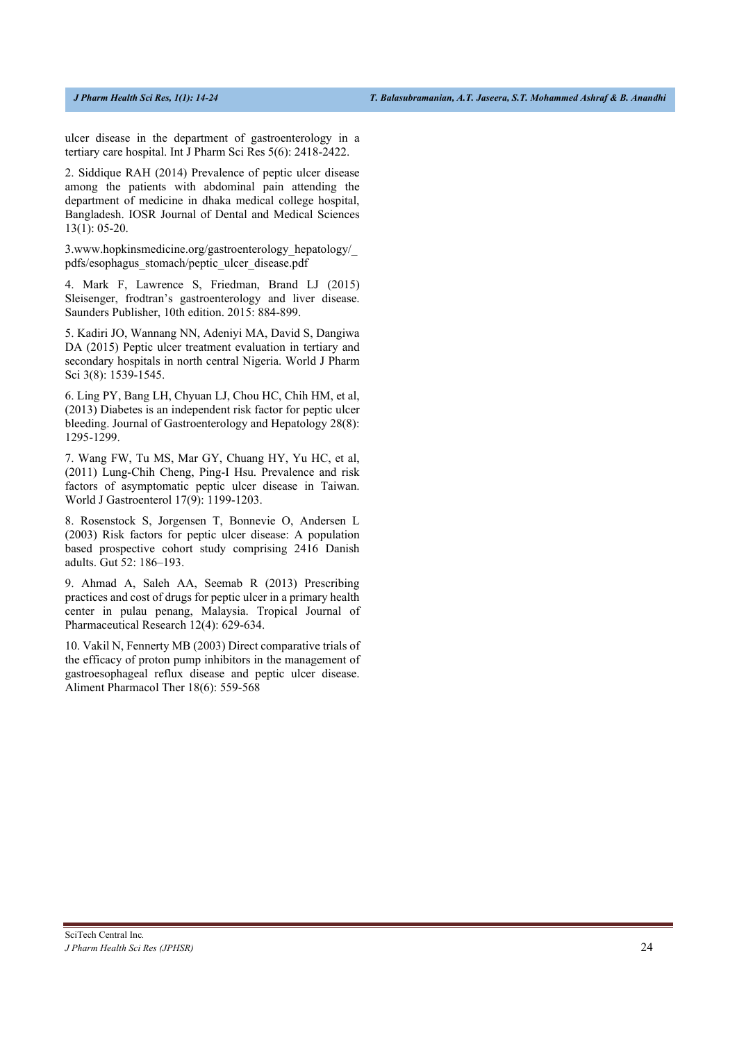ulcer disease in the department of gastroenterology in a tertiary care hospital. Int J Pharm Sci Res 5(6): 2418-2422.

2. Siddique RAH (2014) Prevalence of peptic ulcer disease among the patients with abdominal pain attending the department of medicine in dhaka medical college hospital, Bangladesh. IOSR Journal of Dental and Medical Sciences 13(1): 05-20.

3.www.hopkinsmedicine.org/gastroenterology_hepatology/_pdfs/esophagus_stomach/peptic_ulcer_disease.pdf

4. Mark F, Lawrence S, Friedman, Brand LJ (2015) Sleisenger, frodtran's gastroenterology and liver disease. Saunders Publisher, 10th edition. 2015: 884-899.

5. Kadiri JO, Wannang NN, Adeniyi MA, David S, Dangiwa DA (2015) Peptic ulcer treatment evaluation in tertiary and secondary hospitals in north central Nigeria. World J Pharm Sci 3(8): 1539-1545.

6. Ling PY, Bang LH, Chyuan LJ, Chou HC, Chih HM, et al, (2013) Diabetes is an independent risk factor for peptic ulcer bleeding. Journal of Gastroenterology and Hepatology 28(8): 1295-1299.

7. Wang FW, Tu MS, Mar GY, Chuang HY, Yu HC, et al, (2011) Lung-Chih Cheng, Ping-I Hsu. Prevalence and risk factors of asymptomatic peptic ulcer disease in Taiwan. World J Gastroenterol 17(9): 1199-1203.

8. Rosenstock S, Jorgensen T, Bonnevie O, Andersen L (2003) Risk factors for peptic ulcer disease: A population based prospective cohort study comprising 2416 Danish adults. Gut 52: 186–193.

9. Ahmad A, Saleh AA, Seemab R (2013) Prescribing practices and cost of drugs for peptic ulcer in a primary health center in pulau penang, Malaysia. Tropical Journal of Pharmaceutical Research 12(4): 629-634.

10. Vakil N, Fennerty MB (2003) Direct comparative trials of the efficacy of proton pump inhibitors in the management of gastroesophageal reflux disease and peptic ulcer disease. Aliment Pharmacol Ther 18(6): 559-568